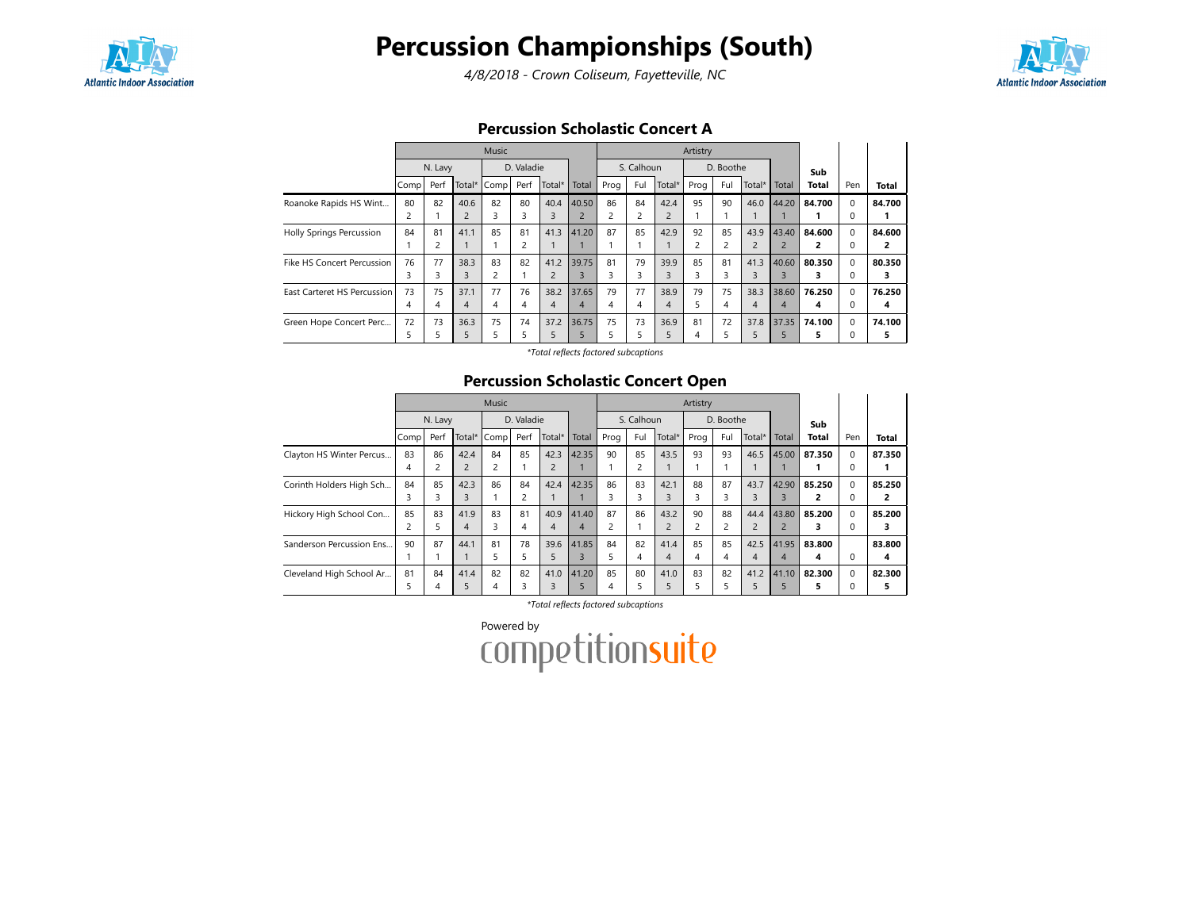# Percussion Championships (South)

*4/8/2018 - Crown Coliseum, Fayetteville, NC*

## Percussion Scholastic Concert A

| | Music | | | | | | | Artistry | | | | | | | Sub Total | Pen | Total |
|---|---|---|---|---|---|---|---|---|---|---|---|---|---|---|---|---|---|
| | N. Lavy | | | D. Valadie | | | | S. Calhoun | | | D. Boothe | | | | | | |
| | Comp | Perf | Total* | Comp | Perf | Total* | Total | Prog | Ful | Total* | Prog | Ful | Total* | Total | | | |
| Roanoke Rapids HS Wint... | 80<br>2 | 82<br>1 | 40.6<br>2 | 82<br>3 | 80<br>3 | 40.4<br>3 | 40.50<br>2 | 86<br>2 | 84<br>2 | 42.4<br>2 | 95<br>1 | 90<br>1 | 46.0<br>1 | 44.20<br>1 | **84.700**<br>**1** | 0<br>0 | **84.700**<br>**1** |
| Holly Springs Percussion | 84<br>1 | 81<br>2 | 41.1<br>1 | 85<br>1 | 81<br>2 | 41.3<br>1 | 41.20<br>1 | 87<br>1 | 85<br>1 | 42.9<br>1 | 92<br>2 | 85<br>2 | 43.9<br>2 | 43.40<br>2 | **84.600**<br>**2** | 0<br>0 | **84.600**<br>**2** |
| Fike HS Concert Percussion | 76<br>3 | 77<br>3 | 38.3<br>3 | 83<br>2 | 82<br>1 | 41.2<br>2 | 39.75<br>3 | 81<br>3 | 79<br>3 | 39.9<br>3 | 85<br>3 | 81<br>3 | 41.3<br>3 | 40.60<br>3 | **80.350**<br>**3** | 0<br>0 | **80.350**<br>**3** |
| East Carteret HS Percussion | 73<br>4 | 75<br>4 | 37.1<br>4 | 77<br>4 | 76<br>4 | 38.2<br>4 | 37.65<br>4 | 79<br>4 | 77<br>4 | 38.9<br>4 | 79<br>5 | 75<br>4 | 38.3<br>4 | 38.60<br>4 | **76.250**<br>**4** | 0<br>0 | **76.250**<br>**4** |
| Green Hope Concert Perc... | 72<br>5 | 73<br>5 | 36.3<br>5 | 75<br>5 | 74<br>5 | 37.2<br>5 | 36.75<br>5 | 75<br>5 | 73<br>5 | 36.9<br>5 | 81<br>4 | 72<br>5 | 37.8<br>5 | 37.35<br>5 | **74.100**<br>**5** | 0<br>0 | **74.100**<br>**5** |

*Total reflects factored subcaptions

## Percussion Scholastic Concert Open

| | Music | | | | | | | Artistry | | | | | | | Sub Total | Pen | Total |
|---|---|---|---|---|---|---|---|---|---|---|---|---|---|---|---|---|---|
| | N. Lavy | | | D. Valadie | | | | S. Calhoun | | | D. Boothe | | | | | | |
| | Comp | Perf | Total* | Comp | Perf | Total* | Total | Prog | Ful | Total* | Prog | Ful | Total* | Total | | | |
| Clayton HS Winter Percus... | 83<br>4 | 86<br>2 | 42.4<br>2 | 84<br>2 | 85<br>1 | 42.3<br>2 | 42.35<br>1 | 90<br>1 | 85<br>2 | 43.5<br>1 | 93<br>1 | 93<br>1 | 46.5<br>1 | 45.00<br>1 | **87.350**<br>**1** | 0<br>0 | **87.350**<br>**1** |
| Corinth Holders High Sch... | 84<br>3 | 85<br>3 | 42.3<br>3 | 86<br>1 | 84<br>2 | 42.4<br>1 | 42.35<br>1 | 86<br>3 | 83<br>3 | 42.1<br>3 | 88<br>3 | 87<br>3 | 43.7<br>3 | 42.90<br>3 | **85.250**<br>**2** | 0<br>0 | **85.250**<br>**2** |
| Hickory High School Con... | 85<br>2 | 83<br>5 | 41.9<br>4 | 83<br>3 | 81<br>4 | 40.9<br>4 | 41.40<br>4 | 87<br>2 | 86<br>1 | 43.2<br>2 | 90<br>2 | 88<br>2 | 44.4<br>2 | 43.80<br>2 | **85.200**<br>**3** | 0<br>0 | **85.200**<br>**3** |
| Sanderson Percussion Ens... | 90<br>1 | 87<br>1 | 44.1<br>1 | 81<br>5 | 78<br>5 | 39.6<br>5 | 41.85<br>3 | 84<br>5 | 82<br>4 | 41.4<br>4 | 85<br>4 | 85<br>4 | 42.5<br>4 | 41.95<br>4 | **83.800**<br>**4** | 0 | **83.800**<br>**4** |
| Cleveland High School Ar... | 81<br>5 | 84<br>4 | 41.4<br>5 | 82<br>4 | 82<br>3 | 41.0<br>3 | 41.20<br>5 | 85<br>4 | 80<br>5 | 41.0<br>5 | 83<br>5 | 82<br>5 | 41.2<br>5 | 41.10<br>5 | **82.300**<br>**5** | 0<br>0 | **82.300**<br>**5** |

*Total reflects factored subcaptions

Powered by competitionsuite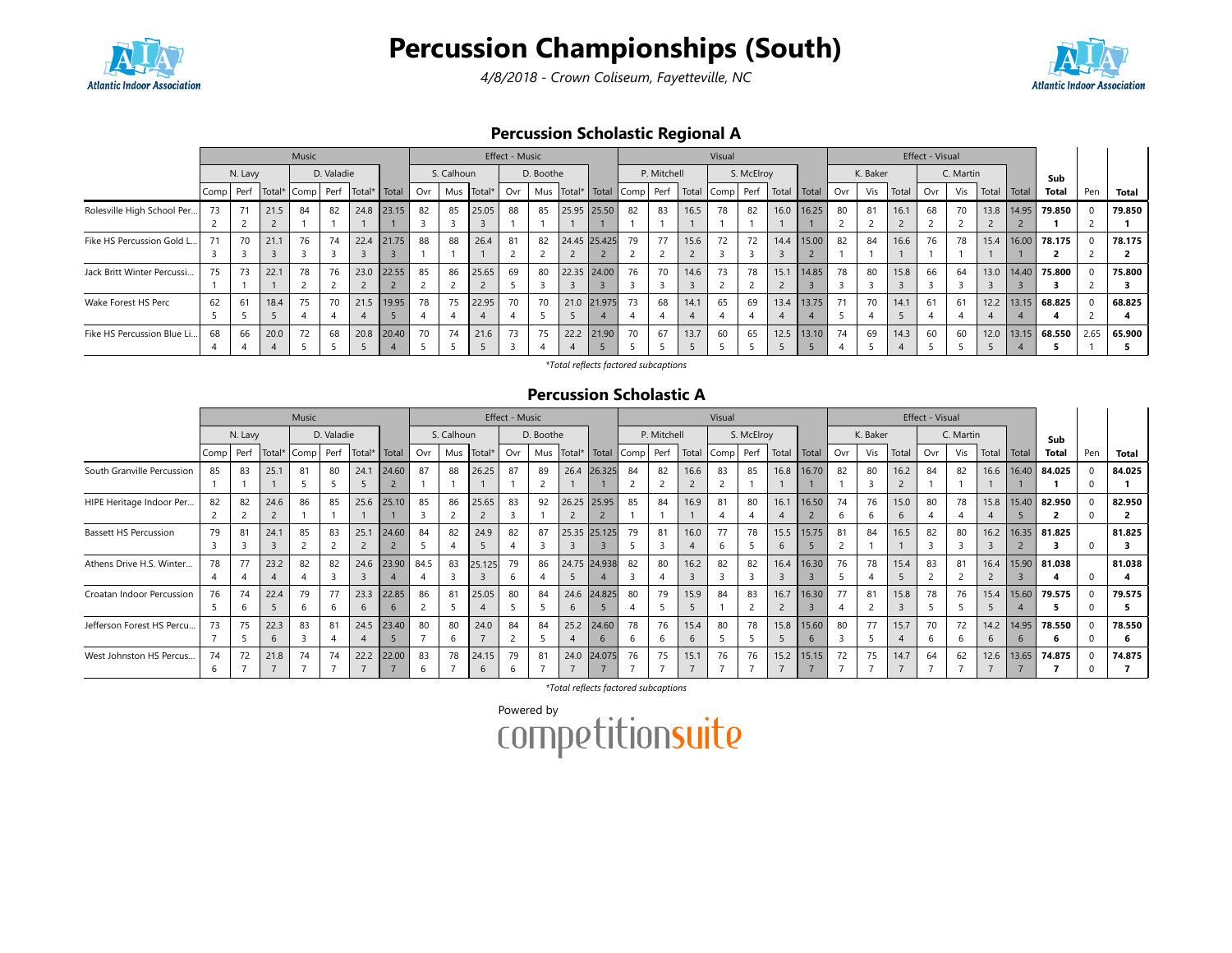# Percussion Championships (South)

*4/8/2018 - Crown Coliseum, Fayetteville, NC*

## Percussion Scholastic Regional A

| | Music | | | | | | | Effect - Music | | | | | | | Visual | | | | | | | Effect - Visual | | | | | | | Sub | Pen | Total |
|---|---|---|---|---|---|---|---|---|---|---|---|---|---|---|---|---|---|---|---|---|---|---|---|---|---|---|---|---|---|---|---|
| | N. Lavy | | | D. Valadie | | | | S. Calhoun | | | D. Boothe | | | | P. Mitchell | | | S. McElroy | | | | K. Baker | | | C. Martin | | | | | | |
| | Comp | Perf | Total* | Comp | Perf | Total* | Total | Ovr | Mus | Total* | Ovr | Mus | Total* | Total | Comp | Perf | Total | Comp | Perf | Total | Total | Ovr | Vis | Total | Ovr | Vis | Total | Total | Total | Pen | Total |
| Rolesville High School Per... | 73<br>2 | 71<br>2 | 21.5<br>2 | 84<br>1 | 82<br>1 | 24.8<br>1 | 23.15<br>1 | 82<br>3 | 85<br>3 | 25.05<br>3 | 88<br>1 | 85<br>1 | 25.95<br>1 | 25.50<br>1 | 82<br>1 | 83<br>1 | 16.5<br>1 | 78<br>1 | 82<br>1 | 16.0<br>1 | 16.25<br>1 | 80<br>2 | 81<br>2 | 16.1<br>2 | 68<br>2 | 70<br>2 | 13.8<br>2 | 14.95<br>2 | **79.850**<br>**1** | 0<br>2 | **79.850**<br>**1** |
| Fike HS Percussion Gold L... | 71<br>3 | 70<br>3 | 21.1<br>3 | 76<br>3 | 74<br>3 | 22.4<br>3 | 21.75<br>3 | 88<br>1 | 88<br>1 | 26.4<br>1 | 81<br>2 | 82<br>2 | 24.45<br>2 | 25.425<br>2 | 79<br>2 | 77<br>2 | 15.6<br>2 | 72<br>3 | 72<br>3 | 14.4<br>3 | 15.00<br>2 | 82<br>1 | 84<br>1 | 16.6<br>1 | 76<br>1 | 78<br>1 | 15.4<br>1 | 16.00<br>1 | **78.175**<br>**2** | 0<br>2 | **78.175**<br>**2** |
| Jack Britt Winter Percussi... | 75<br>1 | 73<br>1 | 22.1<br>1 | 78<br>2 | 76<br>2 | 23.0<br>2 | 22.55<br>2 | 85<br>2 | 86<br>2 | 25.65<br>2 | 69<br>5 | 80<br>3 | 22.35<br>3 | 24.00<br>3 | 76<br>3 | 70<br>3 | 14.6<br>3 | 73<br>2 | 78<br>2 | 15.1<br>2 | 14.85<br>3 | 78<br>3 | 80<br>3 | 15.8<br>3 | 66<br>3 | 64<br>3 | 13.0<br>3 | 14.40<br>3 | **75.800**<br>**3** | 0<br>2 | **75.800**<br>**3** |
| Wake Forest HS Perc | 62<br>5 | 61<br>5 | 18.4<br>5 | 75<br>4 | 70<br>4 | 21.5<br>4 | 19.95<br>5 | 78<br>4 | 75<br>4 | 22.95<br>4 | 70<br>4 | 70<br>5 | 21.0<br>5 | 21.975<br>4 | 73<br>4 | 68<br>4 | 14.1<br>4 | 65<br>4 | 69<br>4 | 13.4<br>4 | 13.75<br>4 | 71<br>5 | 70<br>4 | 14.1<br>5 | 61<br>4 | 61<br>4 | 12.2<br>4 | 13.15<br>4 | **68.825**<br>**4** | 0<br>2 | **68.825**<br>**4** |
| Fike HS Percussion Blue Li... | 68<br>4 | 66<br>4 | 20.0<br>4 | 72<br>5 | 68<br>5 | 20.8<br>5 | 20.40<br>4 | 70<br>5 | 74<br>5 | 21.6<br>5 | 73<br>3 | 75<br>4 | 22.2<br>4 | 21.90<br>5 | 70<br>5 | 67<br>5 | 13.7<br>5 | 60<br>5 | 65<br>5 | 12.5<br>5 | 13.10<br>5 | 74<br>4 | 69<br>5 | 14.3<br>4 | 60<br>5 | 60<br>5 | 12.0<br>5 | 13.15<br>4 | **68.550**<br>**5** | 2.65<br>1 | **65.900**<br>**5** |

*\*Total reflects factored subcaptions*

## Percussion Scholastic A

| | Music | | | | | | | Effect - Music | | | | | | | Visual | | | | | | | Effect - Visual | | | | | | | Sub | Pen | Total |
|---|---|---|---|---|---|---|---|---|---|---|---|---|---|---|---|---|---|---|---|---|---|---|---|---|---|---|---|---|---|---|---|
| | N. Lavy | | | D. Valadie | | | | S. Calhoun | | | D. Boothe | | | | P. Mitchell | | | S. McElroy | | | | K. Baker | | | C. Martin | | | | | | |
| | Comp | Perf | Total* | Comp | Perf | Total* | Total | Ovr | Mus | Total* | Ovr | Mus | Total* | Total | Comp | Perf | Total | Comp | Perf | Total | Total | Ovr | Vis | Total | Ovr | Vis | Total | Total | Total | Pen | Total |
| South Granville Percussion | 85<br>1 | 83<br>1 | 25.1<br>1 | 81<br>5 | 80<br>5 | 24.1<br>5 | 24.60<br>2 | 87<br>1 | 88<br>1 | 26.25<br>1 | 87<br>1 | 89<br>2 | 26.4<br>1 | 26.325<br>1 | 84<br>2 | 82<br>2 | 16.6<br>2 | 83<br>2 | 85<br>1 | 16.8<br>1 | 16.70<br>1 | 82<br>1 | 80<br>3 | 16.2<br>2 | 84<br>1 | 82<br>1 | 16.6<br>1 | 16.40<br>1 | **84.025**<br>**1** | 0<br>0 | **84.025**<br>**1** |
| HIPE Heritage Indoor Per... | 82<br>2 | 82<br>2 | 24.6<br>2 | 86<br>1 | 85<br>1 | 25.6<br>1 | 25.10<br>1 | 85<br>3 | 86<br>2 | 25.65<br>2 | 83<br>3 | 92<br>1 | 26.25<br>2 | 25.95<br>2 | 85<br>1 | 84<br>1 | 16.9<br>1 | 81<br>4 | 80<br>4 | 16.1<br>4 | 16.50<br>2 | 74<br>6 | 76<br>6 | 15.0<br>6 | 80<br>4 | 78<br>4 | 15.8<br>4 | 15.40<br>5 | **82.950**<br>**2** | 0<br>0 | **82.950**<br>**2** |
| Bassett HS Percussion | 79<br>3 | 81<br>3 | 24.1<br>3 | 85<br>2 | 83<br>2 | 25.1<br>2 | 24.60<br>2 | 84<br>5 | 82<br>4 | 24.9<br>5 | 82<br>4 | 87<br>3 | 25.35<br>3 | 25.125<br>3 | 79<br>5 | 81<br>3 | 16.0<br>4 | 77<br>6 | 78<br>5 | 15.5<br>6 | 15.75<br>5 | 81<br>2 | 84<br>1 | 16.5<br>1 | 82<br>3 | 80<br>3 | 16.2<br>3 | 16.35<br>2 | **81.825**<br>**3** | 0 | **81.825**<br>**3** |
| Athens Drive H.S. Winter... | 78<br>4 | 77<br>4 | 23.2<br>4 | 82<br>4 | 82<br>3 | 24.6<br>3 | 23.90<br>4 | 84.5<br>4 | 83<br>3 | 25.125<br>3 | 79<br>6 | 86<br>4 | 24.75<br>5 | 24.938<br>4 | 82<br>3 | 80<br>4 | 16.2<br>3 | 82<br>3 | 82<br>3 | 16.4<br>3 | 16.30<br>3 | 76<br>5 | 78<br>4 | 15.4<br>5 | 83<br>2 | 81<br>2 | 16.4<br>2 | 15.90<br>3 | **81.038**<br>**4** | 0 | **81.038**<br>**4** |
| Croatan Indoor Percussion | 76<br>5 | 74<br>6 | 22.4<br>5 | 79<br>6 | 77<br>6 | 23.3<br>6 | 22.85<br>6 | 86<br>2 | 81<br>5 | 25.05<br>4 | 80<br>5 | 84<br>5 | 24.6<br>6 | 24.825<br>5 | 80<br>4 | 79<br>5 | 15.9<br>5 | 84<br>1 | 83<br>2 | 16.7<br>2 | 16.30<br>3 | 77<br>4 | 81<br>2 | 15.8<br>3 | 78<br>5 | 76<br>5 | 15.4<br>5 | 15.60<br>4 | **79.575**<br>**5** | 0<br>0 | **79.575**<br>**5** |
| Jefferson Forest HS Percu... | 73<br>7 | 75<br>5 | 22.3<br>6 | 83<br>3 | 81<br>4 | 24.5<br>4 | 23.40<br>5 | 80<br>7 | 80<br>6 | 24.0<br>7 | 84<br>2 | 84<br>5 | 25.2<br>4 | 24.60<br>6 | 78<br>6 | 76<br>6 | 15.4<br>6 | 80<br>5 | 78<br>5 | 15.8<br>5 | 15.60<br>6 | 80<br>3 | 77<br>5 | 15.7<br>4 | 70<br>6 | 72<br>6 | 14.2<br>6 | 14.95<br>6 | **78.550**<br>**6** | 0<br>0 | **78.550**<br>**6** |
| West Johnston HS Percus... | 74<br>6 | 72<br>7 | 21.8<br>7 | 74<br>7 | 74<br>7 | 22.2<br>7 | 22.00<br>7 | 83<br>6 | 78<br>7 | 24.15<br>6 | 79<br>6 | 81<br>7 | 24.0<br>7 | 24.075<br>7 | 76<br>7 | 75<br>7 | 15.1<br>7 | 76<br>7 | 76<br>7 | 15.2<br>7 | 15.15<br>7 | 72<br>7 | 75<br>7 | 14.7<br>7 | 64<br>7 | 62<br>7 | 12.6<br>7 | 13.65<br>7 | **74.875**<br>**7** | 0<br>0 | **74.875**<br>**7** |

*\*Total reflects factored subcaptions*

Powered by competitionsuite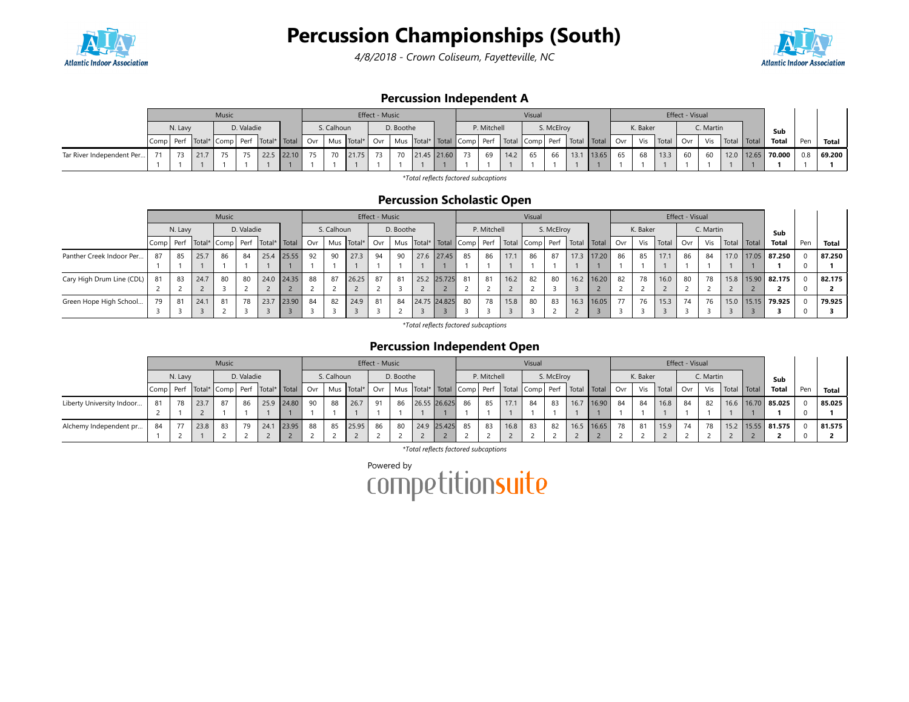# Percussion Championships (South)

*4/8/2018 - Crown Coliseum, Fayetteville, NC*

## Percussion Independent A

| | Music | | | | | | | Effect - Music | | | | | | | Visual | | | | | | | Effect - Visual | | | | | | | Sub | | |
|---|---|---|---|---|---|---|---|---|---|---|---|---|---|---|---|---|---|---|---|---|---|---|---|---|---|---|---|---|---|---|---|
| | N. Lavy | | | D. Valadie | | | | S. Calhoun | | | D. Boothe | | | | P. Mitchell | | | S. McElroy | | | | K. Baker | | | C. Martin | | | | | | |
| | Comp | Perf | Total* | Comp | Perf | Total* | Total | Ovr | Mus | Total* | Ovr | Mus | Total* | Total | Comp | Perf | Total | Comp | Perf | Total | Total | Ovr | Vis | Total | Ovr | Vis | Total | Total | Total | Pen | Total |
| Tar River Independent Per... | 71<br>1 | 73<br>1 | 21.7<br>1 | 75<br>1 | 75<br>1 | 22.5<br>1 | 22.10<br>1 | 75<br>1 | 70<br>1 | 21.75<br>1 | 73<br>1 | 70<br>1 | 21.45<br>1 | 21.60<br>1 | 73<br>1 | 69<br>1 | 14.2<br>1 | 65<br>1 | 66<br>1 | 13.1<br>1 | 13.65<br>1 | 65<br>1 | 68<br>1 | 13.3<br>1 | 60<br>1 | 60<br>1 | 12.0<br>1 | 12.65<br>1 | **70.000**<br>**1** | 0.8<br>1 | **69.200**<br>**1** |

*Total reflects factored subcaptions

## Percussion Scholastic Open

| | Music | | | | | | | Effect - Music | | | | | | | Visual | | | | | | | Effect - Visual | | | | | | | Sub | | |
|---|---|---|---|---|---|---|---|---|---|---|---|---|---|---|---|---|---|---|---|---|---|---|---|---|---|---|---|---|---|---|---|
| | N. Lavy | | | D. Valadie | | | | S. Calhoun | | | D. Boothe | | | | P. Mitchell | | | S. McElroy | | | | K. Baker | | | C. Martin | | | | | | |
| | Comp | Perf | Total* | Comp | Perf | Total* | Total | Ovr | Mus | Total* | Ovr | Mus | Total* | Total | Comp | Perf | Total | Comp | Perf | Total | Total | Ovr | Vis | Total | Ovr | Vis | Total | Total | Total | Pen | Total |
| Panther Creek Indoor Per... | 87<br>1 | 85<br>1 | 25.7<br>1 | 86<br>1 | 84<br>1 | 25.4<br>1 | 25.55<br>1 | 92<br>1 | 90<br>1 | 27.3<br>1 | 94<br>1 | 90<br>1 | 27.6<br>1 | 27.45<br>1 | 85<br>1 | 86<br>1 | 17.1<br>1 | 86<br>1 | 87<br>1 | 17.3<br>1 | 17.20<br>1 | 86<br>1 | 85<br>1 | 17.1<br>1 | 86<br>1 | 84<br>1 | 17.0<br>1 | 17.05<br>1 | **87.250**<br>**1** | 0<br>0 | **87.250**<br>**1** |
| Cary High Drum Line (CDL) | 81<br>2 | 83<br>2 | 24.7<br>2 | 80<br>3 | 80<br>2 | 24.0<br>2 | 24.35<br>2 | 88<br>2 | 87<br>2 | 26.25<br>2 | 87<br>2 | 81<br>3 | 25.2<br>2 | 25.725<br>2 | 81<br>2 | 81<br>2 | 16.2<br>2 | 82<br>2 | 80<br>3 | 16.2<br>3 | 16.20<br>2 | 82<br>2 | 78<br>2 | 16.0<br>2 | 80<br>2 | 78<br>2 | 15.8<br>2 | 15.90<br>2 | **82.175**<br>**2** | 0<br>0 | **82.175**<br>**2** |
| Green Hope High School... | 79<br>3 | 81<br>3 | 24.1<br>3 | 81<br>2 | 78<br>3 | 23.7<br>3 | 23.90<br>3 | 84<br>3 | 82<br>3 | 24.9<br>3 | 81<br>3 | 84<br>2 | 24.75<br>3 | 24.825<br>3 | 80<br>3 | 78<br>3 | 15.8<br>3 | 80<br>3 | 83<br>2 | 16.3<br>2 | 16.05<br>3 | 77<br>3 | 76<br>3 | 15.3<br>3 | 74<br>3 | 76<br>3 | 15.0<br>3 | 15.15<br>3 | **79.925**<br>**3** | 0<br>0 | **79.925**<br>**3** |

*Total reflects factored subcaptions

## Percussion Independent Open

| | Music | | | | | | | Effect - Music | | | | | | | Visual | | | | | | | Effect - Visual | | | | | | | Sub | | |
|---|---|---|---|---|---|---|---|---|---|---|---|---|---|---|---|---|---|---|---|---|---|---|---|---|---|---|---|---|---|---|---|
| | N. Lavy | | | D. Valadie | | | | S. Calhoun | | | D. Boothe | | | | P. Mitchell | | | S. McElroy | | | | K. Baker | | | C. Martin | | | | | | |
| | Comp | Perf | Total* | Comp | Perf | Total* | Total | Ovr | Mus | Total* | Ovr | Mus | Total* | Total | Comp | Perf | Total | Comp | Perf | Total | Total | Ovr | Vis | Total | Ovr | Vis | Total | Total | Total | Pen | Total |
| Liberty University Indoor... | 81<br>2 | 78<br>1 | 23.7<br>2 | 87<br>1 | 86<br>1 | 25.9<br>1 | 24.80<br>1 | 90<br>1 | 88<br>1 | 26.7<br>1 | 91<br>1 | 86<br>1 | 26.55<br>1 | 26.625<br>1 | 86<br>1 | 85<br>1 | 17.1<br>1 | 84<br>1 | 83<br>1 | 16.7<br>1 | 16.90<br>1 | 84<br>1 | 84<br>1 | 16.8<br>1 | 84<br>1 | 82<br>1 | 16.6<br>1 | 16.70<br>1 | **85.025**<br>**1** | 0<br>0 | **85.025**<br>**1** |
| Alchemy Independent pr... | 84<br>1 | 77<br>2 | 23.8<br>1 | 83<br>2 | 79<br>2 | 24.1<br>2 | 23.95<br>2 | 88<br>2 | 85<br>2 | 25.95<br>2 | 86<br>2 | 80<br>2 | 24.9<br>2 | 25.425<br>2 | 85<br>2 | 83<br>2 | 16.8<br>2 | 83<br>2 | 82<br>2 | 16.5<br>2 | 16.65<br>2 | 78<br>2 | 81<br>2 | 15.9<br>2 | 74<br>2 | 78<br>2 | 15.2<br>2 | 15.55<br>2 | **81.575**<br>**2** | 0<br>0 | **81.575**<br>**2** |

*Total reflects factored subcaptions

Powered by competitionsuite